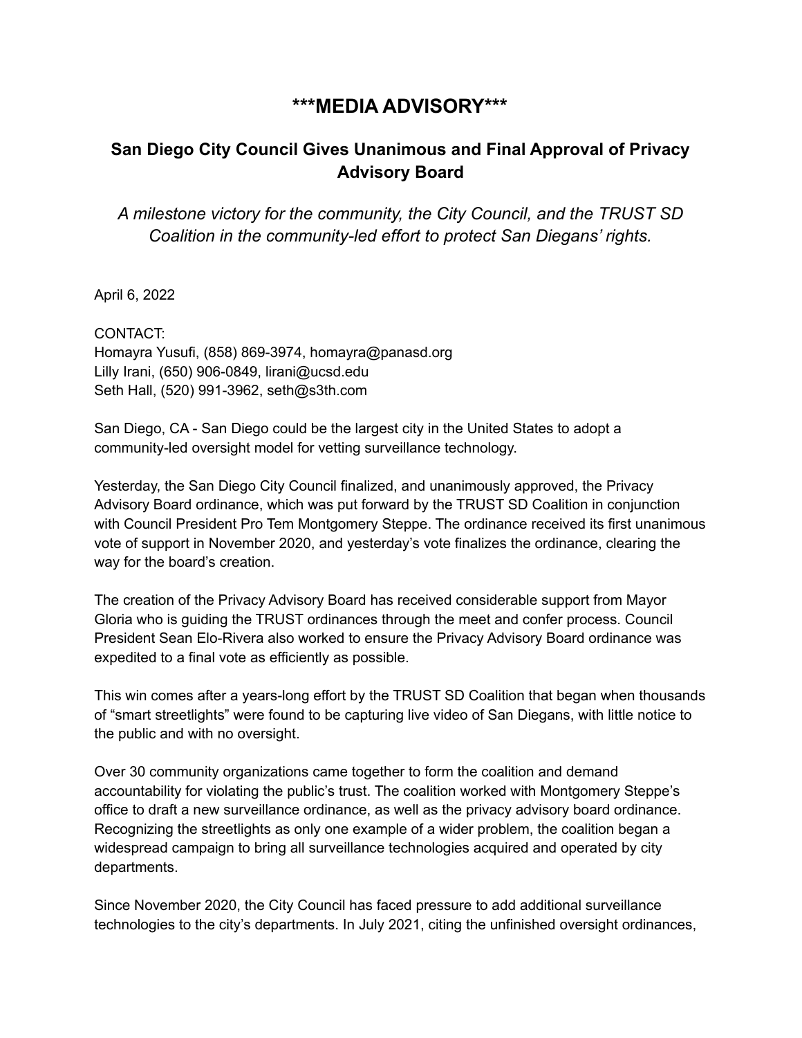# \*\*\*MEDIA ADVISORY\*\*\*

## San Diego City Council Gives Unanimous and Final Approval of Privacy Advisory Board

*A milestone victory for the community, the City Council, and the TRUST SD Coalition in the community-led effort to protect San Diegans' rights.*

April 6, 2022

CONTACT:
Homayra Yusufi, (858) 869-3974, homayra@panasd.org
Lilly Irani, (650) 906-0849, lirani@ucsd.edu
Seth Hall, (520) 991-3962, seth@s3th.com

San Diego, CA - San Diego could be the largest city in the United States to adopt a community-led oversight model for vetting surveillance technology.

Yesterday, the San Diego City Council finalized, and unanimously approved, the Privacy Advisory Board ordinance, which was put forward by the TRUST SD Coalition in conjunction with Council President Pro Tem Montgomery Steppe. The ordinance received its first unanimous vote of support in November 2020, and yesterday's vote finalizes the ordinance, clearing the way for the board's creation.

The creation of the Privacy Advisory Board has received considerable support from Mayor Gloria who is guiding the TRUST ordinances through the meet and confer process. Council President Sean Elo-Rivera also worked to ensure the Privacy Advisory Board ordinance was expedited to a final vote as efficiently as possible.

This win comes after a years-long effort by the TRUST SD Coalition that began when thousands of "smart streetlights" were found to be capturing live video of San Diegans, with little notice to the public and with no oversight.

Over 30 community organizations came together to form the coalition and demand accountability for violating the public's trust. The coalition worked with Montgomery Steppe's office to draft a new surveillance ordinance, as well as the privacy advisory board ordinance. Recognizing the streetlights as only one example of a wider problem, the coalition began a widespread campaign to bring all surveillance technologies acquired and operated by city departments.

Since November 2020, the City Council has faced pressure to add additional surveillance technologies to the city's departments. In July 2021, citing the unfinished oversight ordinances,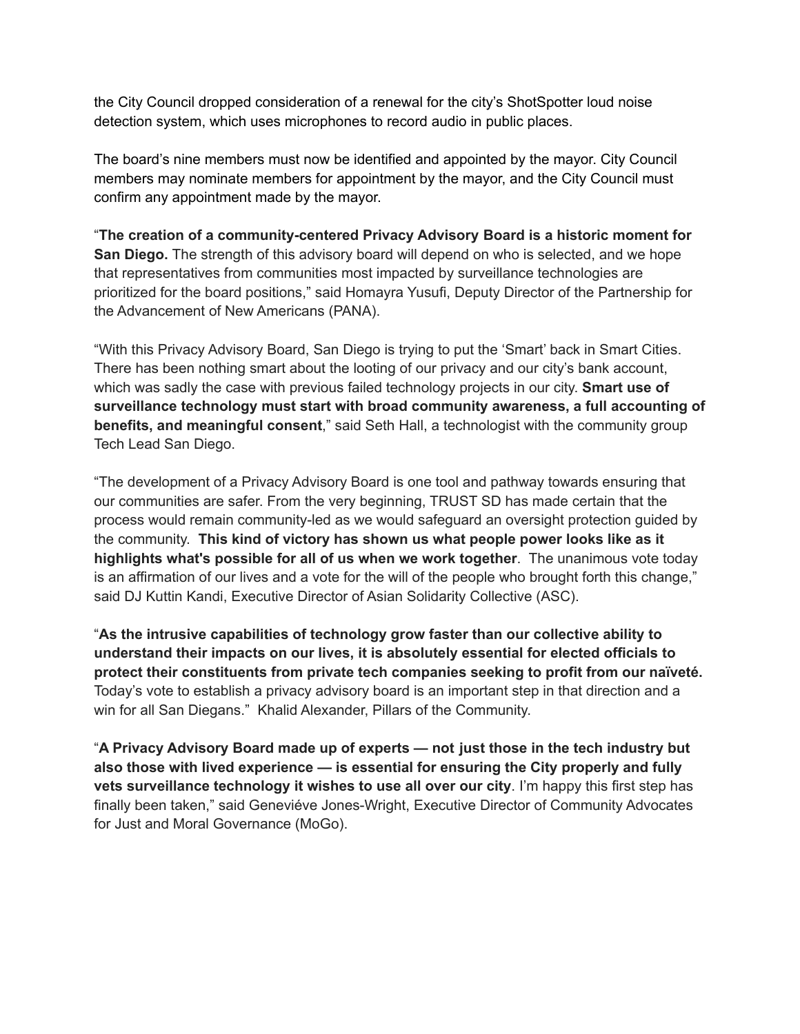the City Council dropped consideration of a renewal for the city's ShotSpotter loud noise detection system, which uses microphones to record audio in public places.

The board's nine members must now be identified and appointed by the mayor. City Council members may nominate members for appointment by the mayor, and the City Council must confirm any appointment made by the mayor.

"**The creation of a community-centered Privacy Advisory Board is a historic moment for San Diego.** The strength of this advisory board will depend on who is selected, and we hope that representatives from communities most impacted by surveillance technologies are prioritized for the board positions," said Homayra Yusufi, Deputy Director of the Partnership for the Advancement of New Americans (PANA).

"With this Privacy Advisory Board, San Diego is trying to put the 'Smart' back in Smart Cities. There has been nothing smart about the looting of our privacy and our city's bank account, which was sadly the case with previous failed technology projects in our city. **Smart use of surveillance technology must start with broad community awareness, a full accounting of benefits, and meaningful consent**," said Seth Hall, a technologist with the community group Tech Lead San Diego.

"The development of a Privacy Advisory Board is one tool and pathway towards ensuring that our communities are safer. From the very beginning, TRUST SD has made certain that the process would remain community-led as we would safeguard an oversight protection guided by the community. **This kind of victory has shown us what people power looks like as it highlights what's possible for all of us when we work together**. The unanimous vote today is an affirmation of our lives and a vote for the will of the people who brought forth this change," said DJ Kuttin Kandi, Executive Director of Asian Solidarity Collective (ASC).

"**As the intrusive capabilities of technology grow faster than our collective ability to understand their impacts on our lives, it is absolutely essential for elected officials to protect their constituents from private tech companies seeking to profit from our naïveté.** Today's vote to establish a privacy advisory board is an important step in that direction and a win for all San Diegans." Khalid Alexander, Pillars of the Community.

"**A Privacy Advisory Board made up of experts — not just those in the tech industry but also those with lived experience — is essential for ensuring the City properly and fully vets surveillance technology it wishes to use all over our city**. I'm happy this first step has finally been taken," said Geneviéve Jones-Wright, Executive Director of Community Advocates for Just and Moral Governance (MoGo).